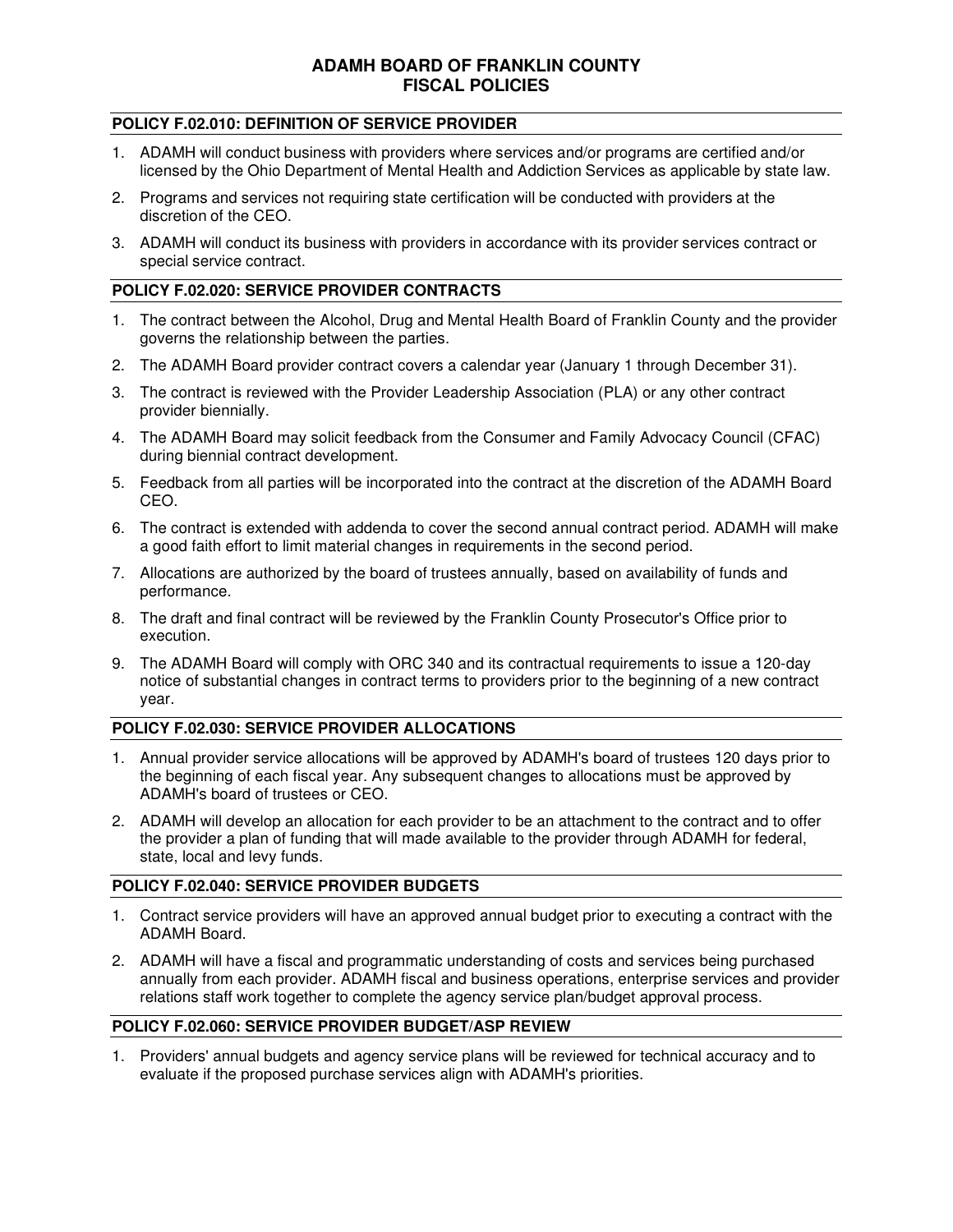# ADAMH BOARD OF FRANKLIN COUNTY
# FISCAL POLICIES

## POLICY F.02.010: DEFINITION OF SERVICE PROVIDER

1. ADAMH will conduct business with providers where services and/or programs are certified and/or licensed by the Ohio Department of Mental Health and Addiction Services as applicable by state law.
2. Programs and services not requiring state certification will be conducted with providers at the discretion of the CEO.
3. ADAMH will conduct its business with providers in accordance with its provider services contract or special service contract.

## POLICY F.02.020: SERVICE PROVIDER CONTRACTS

1. The contract between the Alcohol, Drug and Mental Health Board of Franklin County and the provider governs the relationship between the parties.
2. The ADAMH Board provider contract covers a calendar year (January 1 through December 31).
3. The contract is reviewed with the Provider Leadership Association (PLA) or any other contract provider biennially.
4. The ADAMH Board may solicit feedback from the Consumer and Family Advocacy Council (CFAC) during biennial contract development.
5. Feedback from all parties will be incorporated into the contract at the discretion of the ADAMH Board CEO.
6. The contract is extended with addenda to cover the second annual contract period. ADAMH will make a good faith effort to limit material changes in requirements in the second period.
7. Allocations are authorized by the board of trustees annually, based on availability of funds and performance.
8. The draft and final contract will be reviewed by the Franklin County Prosecutor's Office prior to execution.
9. The ADAMH Board will comply with ORC 340 and its contractual requirements to issue a 120-day notice of substantial changes in contract terms to providers prior to the beginning of a new contract year.

## POLICY F.02.030: SERVICE PROVIDER ALLOCATIONS

1. Annual provider service allocations will be approved by ADAMH's board of trustees 120 days prior to the beginning of each fiscal year. Any subsequent changes to allocations must be approved by ADAMH's board of trustees or CEO.
2. ADAMH will develop an allocation for each provider to be an attachment to the contract and to offer the provider a plan of funding that will made available to the provider through ADAMH for federal, state, local and levy funds.

## POLICY F.02.040: SERVICE PROVIDER BUDGETS

1. Contract service providers will have an approved annual budget prior to executing a contract with the ADAMH Board.
2. ADAMH will have a fiscal and programmatic understanding of costs and services being purchased annually from each provider. ADAMH fiscal and business operations, enterprise services and provider relations staff work together to complete the agency service plan/budget approval process.

## POLICY F.02.060: SERVICE PROVIDER BUDGET/ASP REVIEW

1. Providers' annual budgets and agency service plans will be reviewed for technical accuracy and to evaluate if the proposed purchase services align with ADAMH's priorities.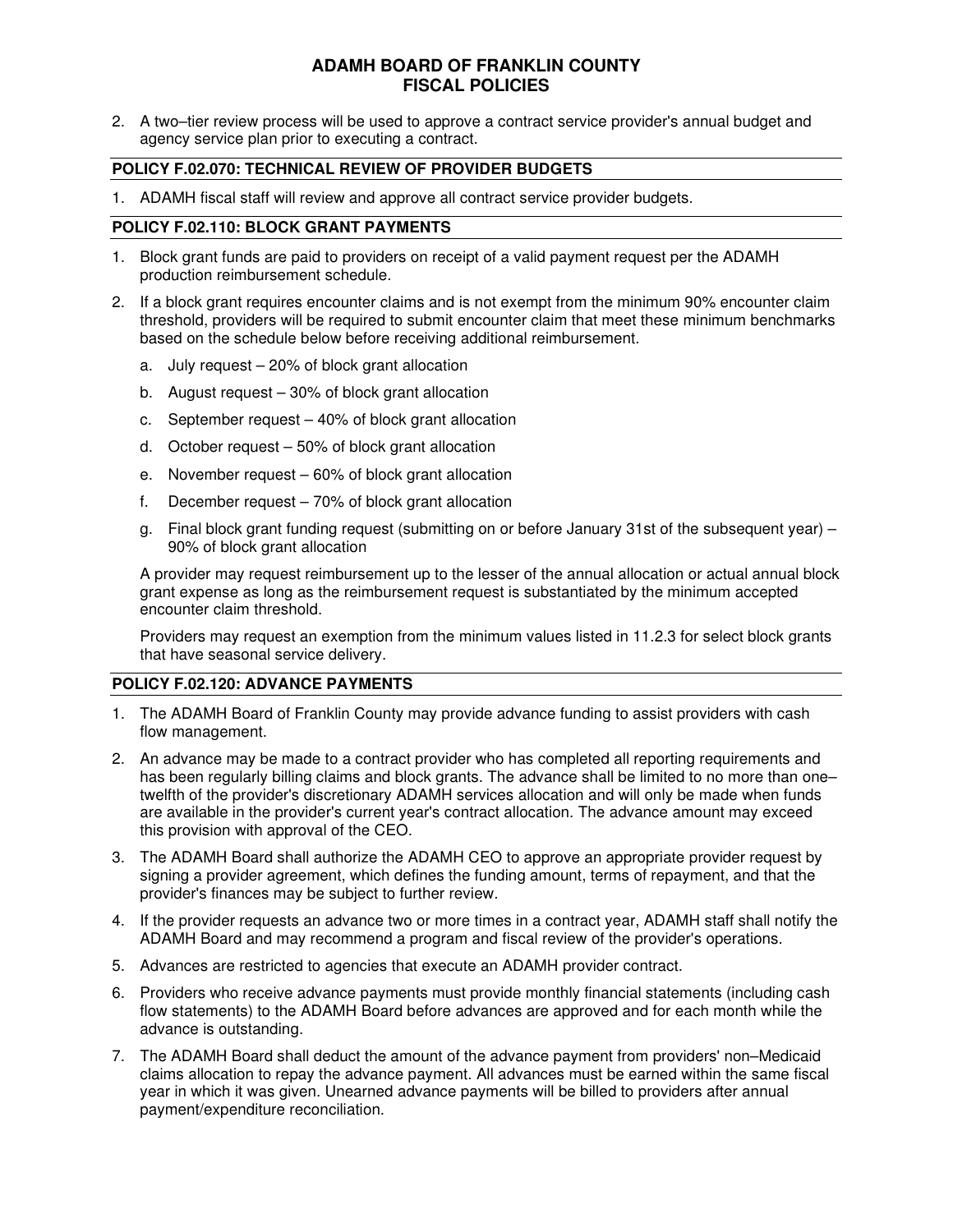2. A two–tier review process will be used to approve a contract service provider's annual budget and agency service plan prior to executing a contract.

## POLICY F.02.070: TECHNICAL REVIEW OF PROVIDER BUDGETS

1. ADAMH fiscal staff will review and approve all contract service provider budgets.

## POLICY F.02.110: BLOCK GRANT PAYMENTS

1. Block grant funds are paid to providers on receipt of a valid payment request per the ADAMH production reimbursement schedule.
2. If a block grant requires encounter claims and is not exempt from the minimum 90% encounter claim threshold, providers will be required to submit encounter claim that meet these minimum benchmarks based on the schedule below before receiving additional reimbursement.
   a. July request – 20% of block grant allocation
   b. August request – 30% of block grant allocation
   c. September request – 40% of block grant allocation
   d. October request – 50% of block grant allocation
   e. November request – 60% of block grant allocation
   f. December request – 70% of block grant allocation
   g. Final block grant funding request (submitting on or before January 31st of the subsequent year) – 90% of block grant allocation

   A provider may request reimbursement up to the lesser of the annual allocation or actual annual block grant expense as long as the reimbursement request is substantiated by the minimum accepted encounter claim threshold.

   Providers may request an exemption from the minimum values listed in 11.2.3 for select block grants that have seasonal service delivery.

## POLICY F.02.120: ADVANCE PAYMENTS

1. The ADAMH Board of Franklin County may provide advance funding to assist providers with cash flow management.
2. An advance may be made to a contract provider who has completed all reporting requirements and has been regularly billing claims and block grants. The advance shall be limited to no more than one–twelfth of the provider's discretionary ADAMH services allocation and will only be made when funds are available in the provider's current year's contract allocation. The advance amount may exceed this provision with approval of the CEO.
3. The ADAMH Board shall authorize the ADAMH CEO to approve an appropriate provider request by signing a provider agreement, which defines the funding amount, terms of repayment, and that the provider's finances may be subject to further review.
4. If the provider requests an advance two or more times in a contract year, ADAMH staff shall notify the ADAMH Board and may recommend a program and fiscal review of the provider's operations.
5. Advances are restricted to agencies that execute an ADAMH provider contract.
6. Providers who receive advance payments must provide monthly financial statements (including cash flow statements) to the ADAMH Board before advances are approved and for each month while the advance is outstanding.
7. The ADAMH Board shall deduct the amount of the advance payment from providers' non–Medicaid claims allocation to repay the advance payment. All advances must be earned within the same fiscal year in which it was given. Unearned advance payments will be billed to providers after annual payment/expenditure reconciliation.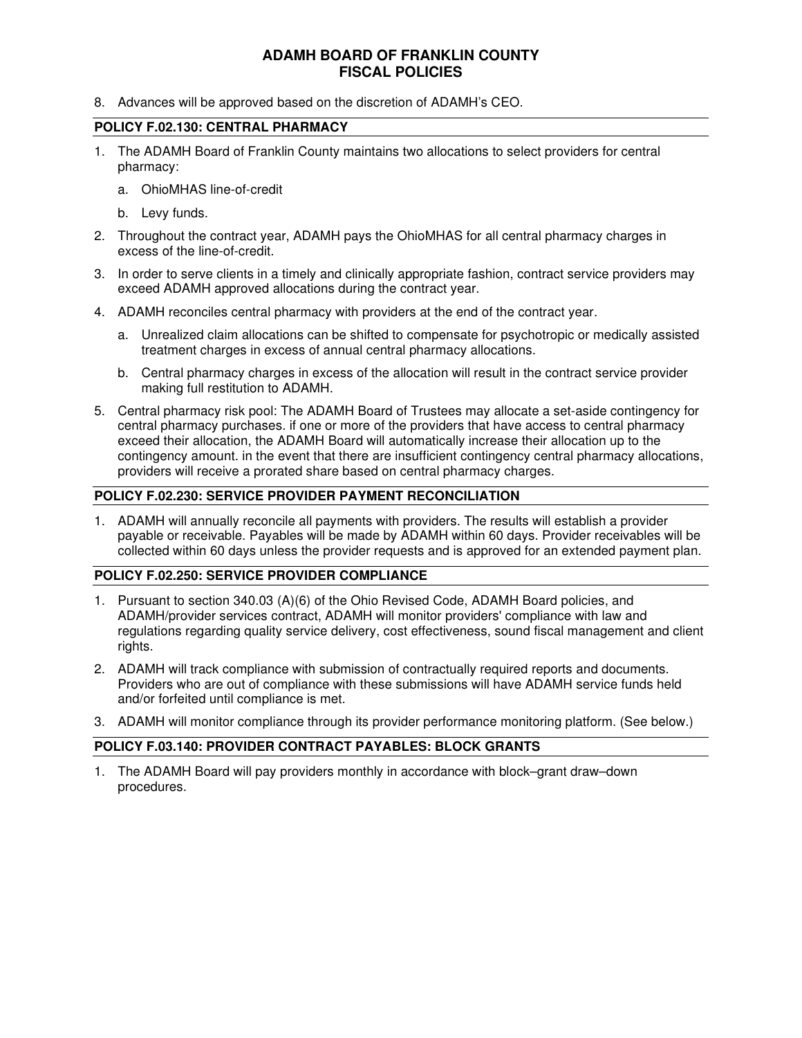8. Advances will be approved based on the discretion of ADAMH's CEO.

## POLICY F.02.130: CENTRAL PHARMACY

1. The ADAMH Board of Franklin County maintains two allocations to select providers for central pharmacy:
   a. OhioMHAS line-of-credit
   b. Levy funds.
2. Throughout the contract year, ADAMH pays the OhioMHAS for all central pharmacy charges in excess of the line-of-credit.
3. In order to serve clients in a timely and clinically appropriate fashion, contract service providers may exceed ADAMH approved allocations during the contract year.
4. ADAMH reconciles central pharmacy with providers at the end of the contract year.
   a. Unrealized claim allocations can be shifted to compensate for psychotropic or medically assisted treatment charges in excess of annual central pharmacy allocations.
   b. Central pharmacy charges in excess of the allocation will result in the contract service provider making full restitution to ADAMH.
5. Central pharmacy risk pool: The ADAMH Board of Trustees may allocate a set-aside contingency for central pharmacy purchases. if one or more of the providers that have access to central pharmacy exceed their allocation, the ADAMH Board will automatically increase their allocation up to the contingency amount. in the event that there are insufficient contingency central pharmacy allocations, providers will receive a prorated share based on central pharmacy charges.

## POLICY F.02.230: SERVICE PROVIDER PAYMENT RECONCILIATION

1. ADAMH will annually reconcile all payments with providers. The results will establish a provider payable or receivable. Payables will be made by ADAMH within 60 days. Provider receivables will be collected within 60 days unless the provider requests and is approved for an extended payment plan.

## POLICY F.02.250: SERVICE PROVIDER COMPLIANCE

1. Pursuant to section 340.03 (A)(6) of the Ohio Revised Code, ADAMH Board policies, and ADAMH/provider services contract, ADAMH will monitor providers' compliance with law and regulations regarding quality service delivery, cost effectiveness, sound fiscal management and client rights.
2. ADAMH will track compliance with submission of contractually required reports and documents. Providers who are out of compliance with these submissions will have ADAMH service funds held and/or forfeited until compliance is met.
3. ADAMH will monitor compliance through its provider performance monitoring platform. (See below.)

## POLICY F.03.140: PROVIDER CONTRACT PAYABLES: BLOCK GRANTS

1. The ADAMH Board will pay providers monthly in accordance with block–grant draw–down procedures.